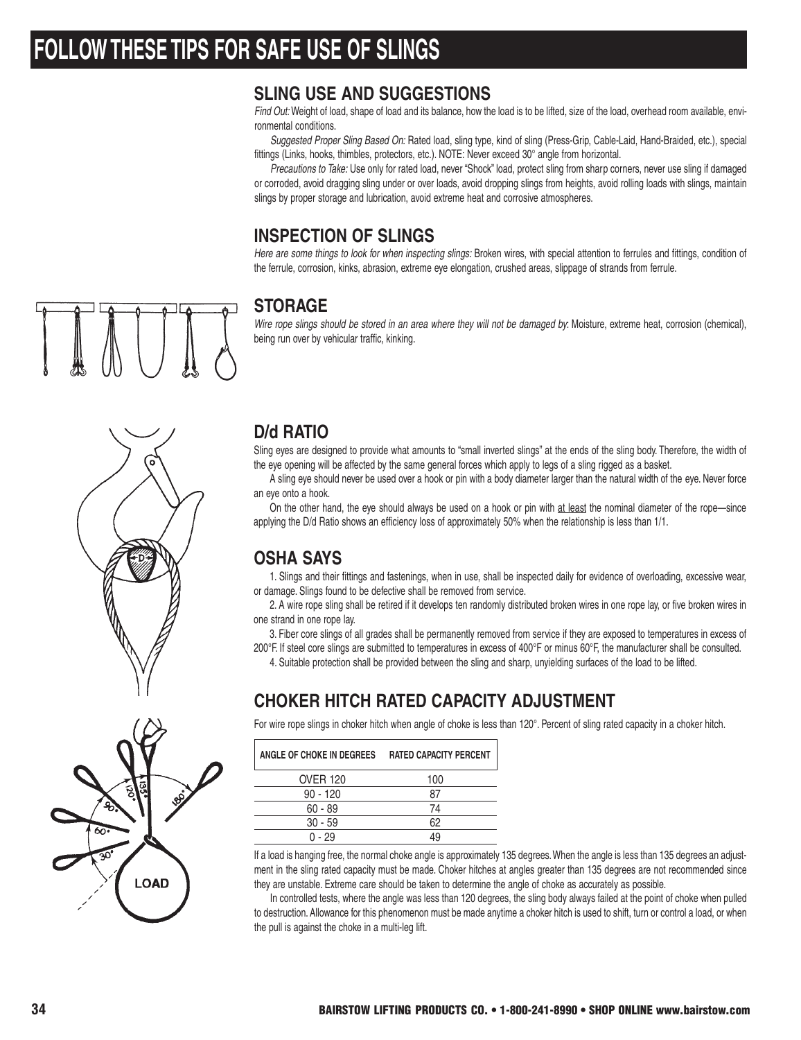# FOLLOW THESE TIPS FOR SAFE USE OF SLINGS

## SLING USE AND SUGGESTIONS

*Find Out:* Weight of load, shape of load and its balance, how the load is to be lifted, size of the load, overhead room available, environmental conditions.

*Suggested Proper Sling Based On:* Rated load, sling type, kind of sling (Press-Grip, Cable-Laid, Hand-Braided, etc.), special fittings (Links, hooks, thimbles, protectors, etc.). NOTE: Never exceed 30° angle from horizontal.

*Precautions to Take:* Use only for rated load, never "Shock" load, protect sling from sharp corners, never use sling if damaged or corroded, avoid dragging sling under or over loads, avoid dropping slings from heights, avoid rolling loads with slings, maintain slings by proper storage and lubrication, avoid extreme heat and corrosive atmospheres.

## INSPECTION OF SLINGS

*Here are some things to look for when inspecting slings:* Broken wires, with special attention to ferrules and fittings, condition of the ferrule, corrosion, kinks, abrasion, extreme eye elongation, crushed areas, slippage of strands from ferrule.

## STORAGE

*Wire rope slings should be stored in an area where they will not be damaged by*: Moisture, extreme heat, corrosion (chemical), being run over by vehicular traffic, kinking.

## D/d RATIO

Sling eyes are designed to provide what amounts to "small inverted slings" at the ends of the sling body. Therefore, the width of the eye opening will be affected by the same general forces which apply to legs of a sling rigged as a basket.

A sling eye should never be used over a hook or pin with a body diameter larger than the natural width of the eye. Never force an eye onto a hook.

On the other hand, the eye should always be used on a hook or pin with <u>at least</u> the nominal diameter of the rope—since applying the D/d Ratio shows an efficiency loss of approximately 50% when the relationship is less than 1/1.

## OSHA SAYS

1. Slings and their fittings and fastenings, when in use, shall be inspected daily for evidence of overloading, excessive wear, or damage. Slings found to be defective shall be removed from service.
2. A wire rope sling shall be retired if it develops ten randomly distributed broken wires in one rope lay, or five broken wires in one strand in one rope lay.
3. Fiber core slings of all grades shall be permanently removed from service if they are exposed to temperatures in excess of 200°F. If steel core slings are submitted to temperatures in excess of 400°F or minus 60°F, the manufacturer shall be consulted.
4. Suitable protection shall be provided between the sling and sharp, unyielding surfaces of the load to be lifted.

## CHOKER HITCH RATED CAPACITY ADJUSTMENT

For wire rope slings in choker hitch when angle of choke is less than 120°. Percent of sling rated capacity in a choker hitch.

| ANGLE OF CHOKE IN DEGREES | RATED CAPACITY PERCENT |
|---|---|
| OVER 120 | 100 |
| 90 - 120 | 87 |
| 60 - 89 | 74 |
| 30 - 59 | 62 |
| 0 - 29 | 49 |

If a load is hanging free, the normal choke angle is approximately 135 degrees. When the angle is less than 135 degrees an adjustment in the sling rated capacity must be made. Choker hitches at angles greater than 135 degrees are not recommended since they are unstable. Extreme care should be taken to determine the angle of choke as accurately as possible.

In controlled tests, where the angle was less than 120 degrees, the sling body always failed at the point of choke when pulled to destruction. Allowance for this phenomenon must be made anytime a choker hitch is used to shift, turn or control a load, or when the pull is against the choke in a multi-leg lift.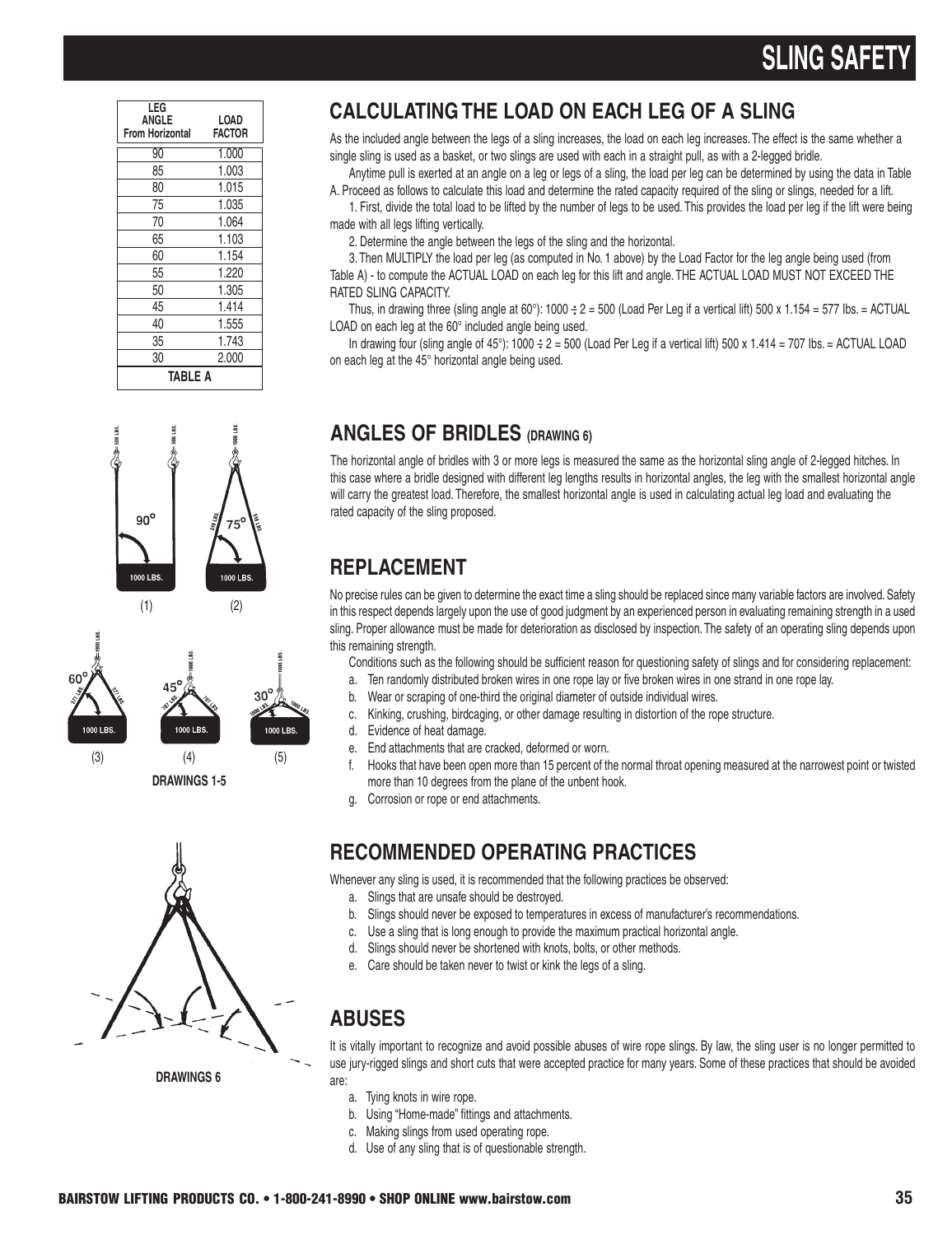# SLING SAFETY

| LEG ANGLE From Horizontal | LOAD FACTOR |
| --- | --- |
| 90 | 1.000 |
| 85 | 1.003 |
| 80 | 1.015 |
| 75 | 1.035 |
| 70 | 1.064 |
| 65 | 1.103 |
| 60 | 1.154 |
| 55 | 1.220 |
| 50 | 1.305 |
| 45 | 1.414 |
| 40 | 1.555 |
| 35 | 1.743 |
| 30 | 2.000 |

**TABLE A**

500 LBS.
500 LBS.
90°
1000 LBS.
(1)

1000 LBS.
518 LBS.
518 LBS.
75°
1000 LBS.
(2)

1000 LBS.
60°
577 LBS.
577 LBS.
1000 LBS.
(3)

1000 LBS.
45°
707 LBS.
707 LBS.
1000 LBS.
(4)

1000 LBS.
30°
1000 LBS.
1000 LBS.
1000 LBS.
(5)

**DRAWINGS 1-5**

**DRAWINGS 6**

## CALCULATING THE LOAD ON EACH LEG OF A SLING

As the included angle between the legs of a sling increases, the load on each leg increases. The effect is the same whether a single sling is used as a basket, or two slings are used with each in a straight pull, as with a 2-legged bridle.

Anytime pull is exerted at an angle on a leg or legs of a sling, the load per leg can be determined by using the data in Table A. Proceed as follows to calculate this load and determine the rated capacity required of the sling or slings, needed for a lift.

1. First, divide the total load to be lifted by the number of legs to be used. This provides the load per leg if the lift were being made with all legs lifting vertically.

2. Determine the angle between the legs of the sling and the horizontal.

3. Then MULTIPLY the load per leg (as computed in No. 1 above) by the Load Factor for the leg angle being used (from Table A) - to compute the ACTUAL LOAD on each leg for this lift and angle. THE ACTUAL LOAD MUST NOT EXCEED THE RATED SLING CAPACITY.

Thus, in drawing three (sling angle at 60°): 1000 ÷ 2 = 500 (Load Per Leg if a vertical lift) 500 x 1.154 = 577 lbs. = ACTUAL LOAD on each leg at the 60° included angle being used.

In drawing four (sling angle of 45°): 1000 ÷ 2 = 500 (Load Per Leg if a vertical lift) 500 x 1.414 = 707 lbs. = ACTUAL LOAD on each leg at the 45° horizontal angle being used.

## ANGLES OF BRIDLES (DRAWING 6)

The horizontal angle of bridles with 3 or more legs is measured the same as the horizontal sling angle of 2-legged hitches. In this case where a bridle designed with different leg lengths results in horizontal angles, the leg with the smallest horizontal angle will carry the greatest load. Therefore, the smallest horizontal angle is used in calculating actual leg load and evaluating the rated capacity of the sling proposed.

## REPLACEMENT

No precise rules can be given to determine the exact time a sling should be replaced since many variable factors are involved. Safety in this respect depends largely upon the use of good judgment by an experienced person in evaluating remaining strength in a used sling. Proper allowance must be made for deterioration as disclosed by inspection. The safety of an operating sling depends upon this remaining strength.

Conditions such as the following should be sufficient reason for questioning safety of slings and for considering replacement:

a. Ten randomly distributed broken wires in one rope lay or five broken wires in one strand in one rope lay.
b. Wear or scraping of one-third the original diameter of outside individual wires.
c. Kinking, crushing, birdcaging, or other damage resulting in distortion of the rope structure.
d. Evidence of heat damage.
e. End attachments that are cracked, deformed or worn.
f. Hooks that have been open more than 15 percent of the normal throat opening measured at the narrowest point or twisted more than 10 degrees from the plane of the unbent hook.
g. Corrosion or rope or end attachments.

## RECOMMENDED OPERATING PRACTICES

Whenever any sling is used, it is recommended that the following practices be observed:

a. Slings that are unsafe should be destroyed.
b. Slings should never be exposed to temperatures in excess of manufacturer's recommendations.
c. Use a sling that is long enough to provide the maximum practical horizontal angle.
d. Slings should never be shortened with knots, bolts, or other methods.
e. Care should be taken never to twist or kink the legs of a sling.

## ABUSES

It is vitally important to recognize and avoid possible abuses of wire rope slings. By law, the sling user is no longer permitted to use jury-rigged slings and short cuts that were accepted practice for many years. Some of these practices that should be avoided are:

a. Tying knots in wire rope.
b. Using "Home-made" fittings and attachments.
c. Making slings from used operating rope.
d. Use of any sling that is of questionable strength.